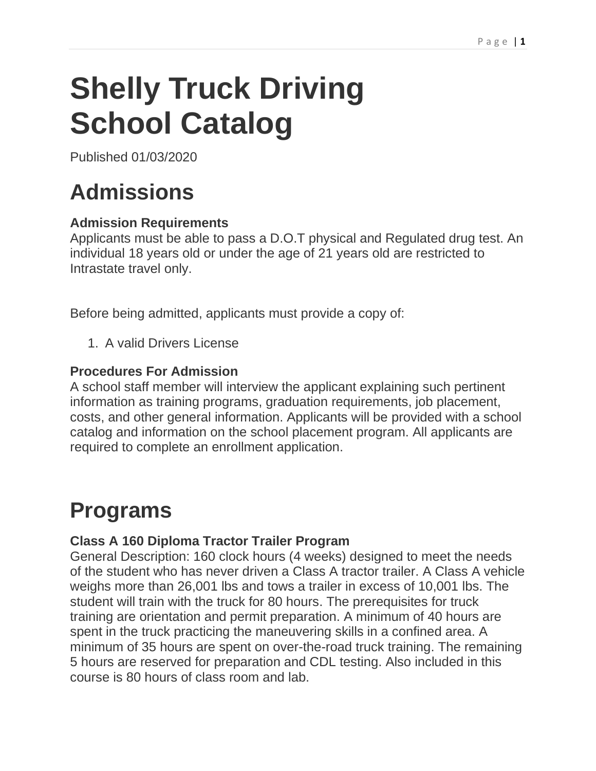# Shelly Truck Driving School Catalog

Published 01/03/2020

## Admissions

### Admission Requirements

Applicants must be able to pass a D.O.T physical and Regulated drug test. An individual 18 years old or under the age of 21 years old are restricted to Intrastate travel only.

Before being admitted, applicants must provide a copy of:

1. A valid Drivers License

### Procedures For Admission

A school staff member will interview the applicant explaining such pertinent information as training programs, graduation requirements, job placement, costs, and other general information. Applicants will be provided with a school catalog and information on the school placement program. All applicants are required to complete an enrollment application.

## Programs

### Class A 160 Diploma Tractor Trailer Program

General Description: 160 clock hours (4 weeks) designed to meet the needs of the student who has never driven a Class A tractor trailer. A Class A vehicle weighs more than 26,001 lbs and tows a trailer in excess of 10,001 lbs. The student will train with the truck for 80 hours. The prerequisites for truck training are orientation and permit preparation. A minimum of 40 hours are spent in the truck practicing the maneuvering skills in a confined area. A minimum of 35 hours are spent on over-the-road truck training. The remaining 5 hours are reserved for preparation and CDL testing. Also included in this course is 80 hours of class room and lab.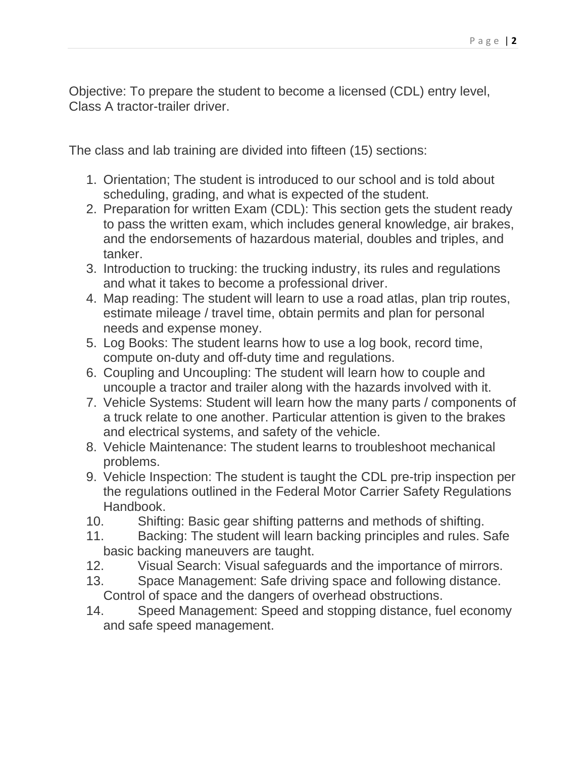Objective: To prepare the student to become a licensed (CDL) entry level, Class A tractor-trailer driver.

The class and lab training are divided into fifteen (15) sections:

1. Orientation; The student is introduced to our school and is told about scheduling, grading, and what is expected of the student.
2. Preparation for written Exam (CDL): This section gets the student ready to pass the written exam, which includes general knowledge, air brakes, and the endorsements of hazardous material, doubles and triples, and tanker.
3. Introduction to trucking: the trucking industry, its rules and regulations and what it takes to become a professional driver.
4. Map reading: The student will learn to use a road atlas, plan trip routes, estimate mileage / travel time, obtain permits and plan for personal needs and expense money.
5. Log Books: The student learns how to use a log book, record time, compute on-duty and off-duty time and regulations.
6. Coupling and Uncoupling: The student will learn how to couple and uncouple a tractor and trailer along with the hazards involved with it.
7. Vehicle Systems: Student will learn how the many parts / components of a truck relate to one another. Particular attention is given to the brakes and electrical systems, and safety of the vehicle.
8. Vehicle Maintenance: The student learns to troubleshoot mechanical problems.
9. Vehicle Inspection: The student is taught the CDL pre-trip inspection per the regulations outlined in the Federal Motor Carrier Safety Regulations Handbook.
10. Shifting: Basic gear shifting patterns and methods of shifting.
11. Backing: The student will learn backing principles and rules. Safe basic backing maneuvers are taught.
12. Visual Search: Visual safeguards and the importance of mirrors.
13. Space Management: Safe driving space and following distance. Control of space and the dangers of overhead obstructions.
14. Speed Management: Speed and stopping distance, fuel economy and safe speed management.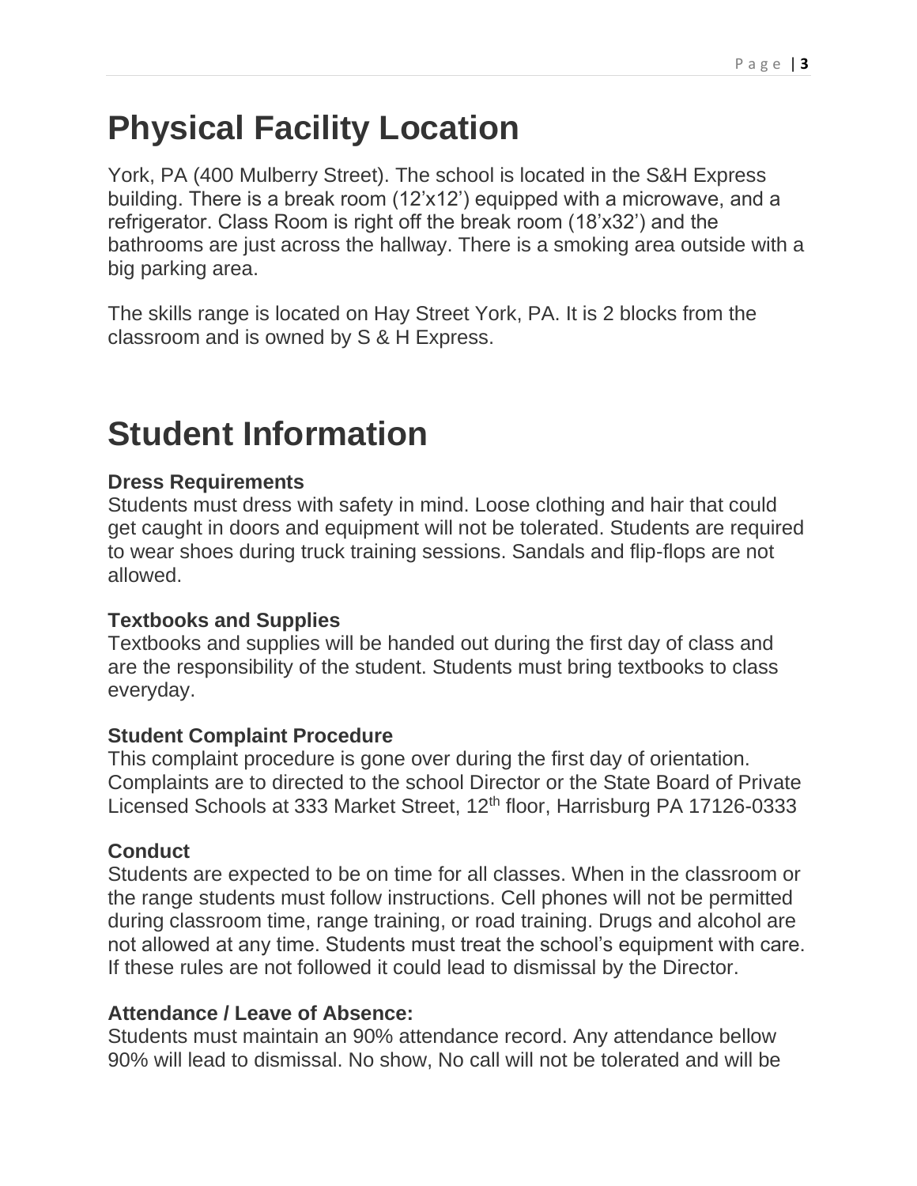# Physical Facility Location

York, PA (400 Mulberry Street). The school is located in the S&H Express building. There is a break room (12'x12') equipped with a microwave, and a refrigerator. Class Room is right off the break room (18'x32') and the bathrooms are just across the hallway. There is a smoking area outside with a big parking area.

The skills range is located on Hay Street York, PA. It is 2 blocks from the classroom and is owned by S & H Express.

# Student Information

**Dress Requirements**
Students must dress with safety in mind. Loose clothing and hair that could get caught in doors and equipment will not be tolerated. Students are required to wear shoes during truck training sessions. Sandals and flip-flops are not allowed.

**Textbooks and Supplies**
Textbooks and supplies will be handed out during the first day of class and are the responsibility of the student. Students must bring textbooks to class everyday.

**Student Complaint Procedure**
This complaint procedure is gone over during the first day of orientation. Complaints are to directed to the school Director or the State Board of Private Licensed Schools at 333 Market Street, 12th floor, Harrisburg PA 17126-0333

**Conduct**
Students are expected to be on time for all classes. When in the classroom or the range students must follow instructions. Cell phones will not be permitted during classroom time, range training, or road training. Drugs and alcohol are not allowed at any time. Students must treat the school's equipment with care. If these rules are not followed it could lead to dismissal by the Director.

**Attendance / Leave of Absence:**
Students must maintain an 90% attendance record. Any attendance bellow 90% will lead to dismissal. No show, No call will not be tolerated and will be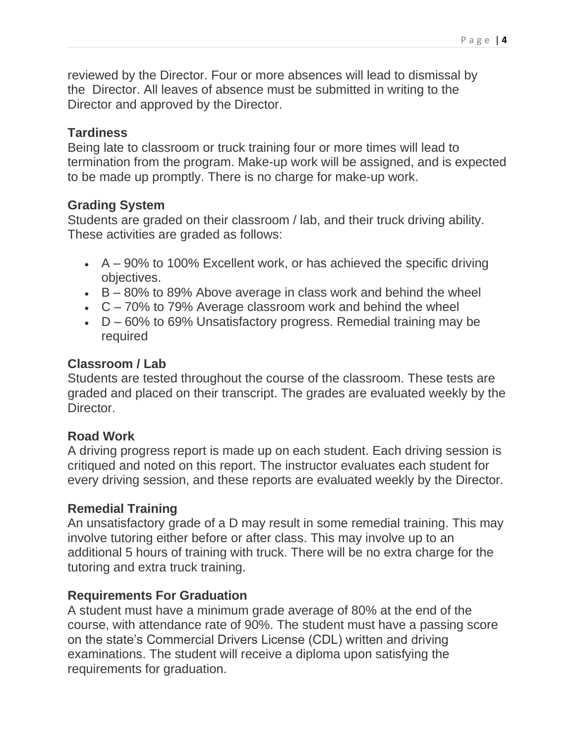reviewed by the Director. Four or more absences will lead to dismissal by the Director. All leaves of absence must be submitted in writing to the Director and approved by the Director.

### Tardiness

Being late to classroom or truck training four or more times will lead to termination from the program. Make-up work will be assigned, and is expected to be made up promptly. There is no charge for make-up work.

### Grading System

Students are graded on their classroom / lab, and their truck driving ability. These activities are graded as follows:

- A – 90% to 100% Excellent work, or has achieved the specific driving objectives.
- B – 80% to 89% Above average in class work and behind the wheel
- C – 70% to 79% Average classroom work and behind the wheel
- D – 60% to 69% Unsatisfactory progress. Remedial training may be required

### Classroom / Lab

Students are tested throughout the course of the classroom. These tests are graded and placed on their transcript. The grades are evaluated weekly by the Director.

### Road Work

A driving progress report is made up on each student. Each driving session is critiqued and noted on this report. The instructor evaluates each student for every driving session, and these reports are evaluated weekly by the Director.

### Remedial Training

An unsatisfactory grade of a D may result in some remedial training. This may involve tutoring either before or after class. This may involve up to an additional 5 hours of training with truck. There will be no extra charge for the tutoring and extra truck training.

### Requirements For Graduation

A student must have a minimum grade average of 80% at the end of the course, with attendance rate of 90%. The student must have a passing score on the state's Commercial Drivers License (CDL) written and driving examinations. The student will receive a diploma upon satisfying the requirements for graduation.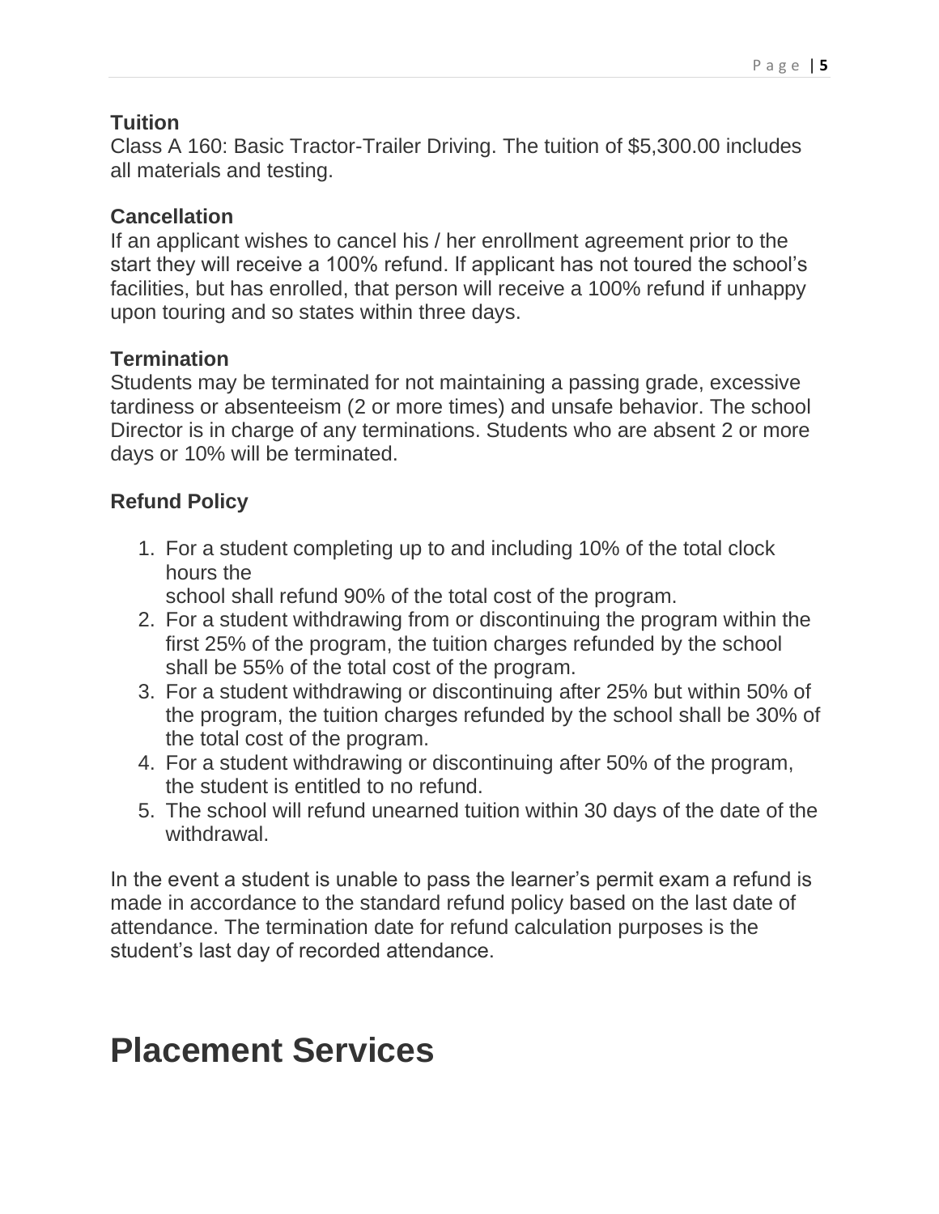### Tuition

Class A 160: Basic Tractor-Trailer Driving. The tuition of $5,300.00 includes all materials and testing.

### Cancellation

If an applicant wishes to cancel his / her enrollment agreement prior to the start they will receive a 100% refund. If applicant has not toured the school's facilities, but has enrolled, that person will receive a 100% refund if unhappy upon touring and so states within three days.

### Termination

Students may be terminated for not maintaining a passing grade, excessive tardiness or absenteeism (2 or more times) and unsafe behavior. The school Director is in charge of any terminations. Students who are absent 2 or more days or 10% will be terminated.

### Refund Policy

1. For a student completing up to and including 10% of the total clock hours the
   school shall refund 90% of the total cost of the program.
2. For a student withdrawing from or discontinuing the program within the first 25% of the program, the tuition charges refunded by the school shall be 55% of the total cost of the program.
3. For a student withdrawing or discontinuing after 25% but within 50% of the program, the tuition charges refunded by the school shall be 30% of the total cost of the program.
4. For a student withdrawing or discontinuing after 50% of the program, the student is entitled to no refund.
5. The school will refund unearned tuition within 30 days of the date of the withdrawal.

In the event a student is unable to pass the learner's permit exam a refund is made in accordance to the standard refund policy based on the last date of attendance. The termination date for refund calculation purposes is the student's last day of recorded attendance.

# Placement Services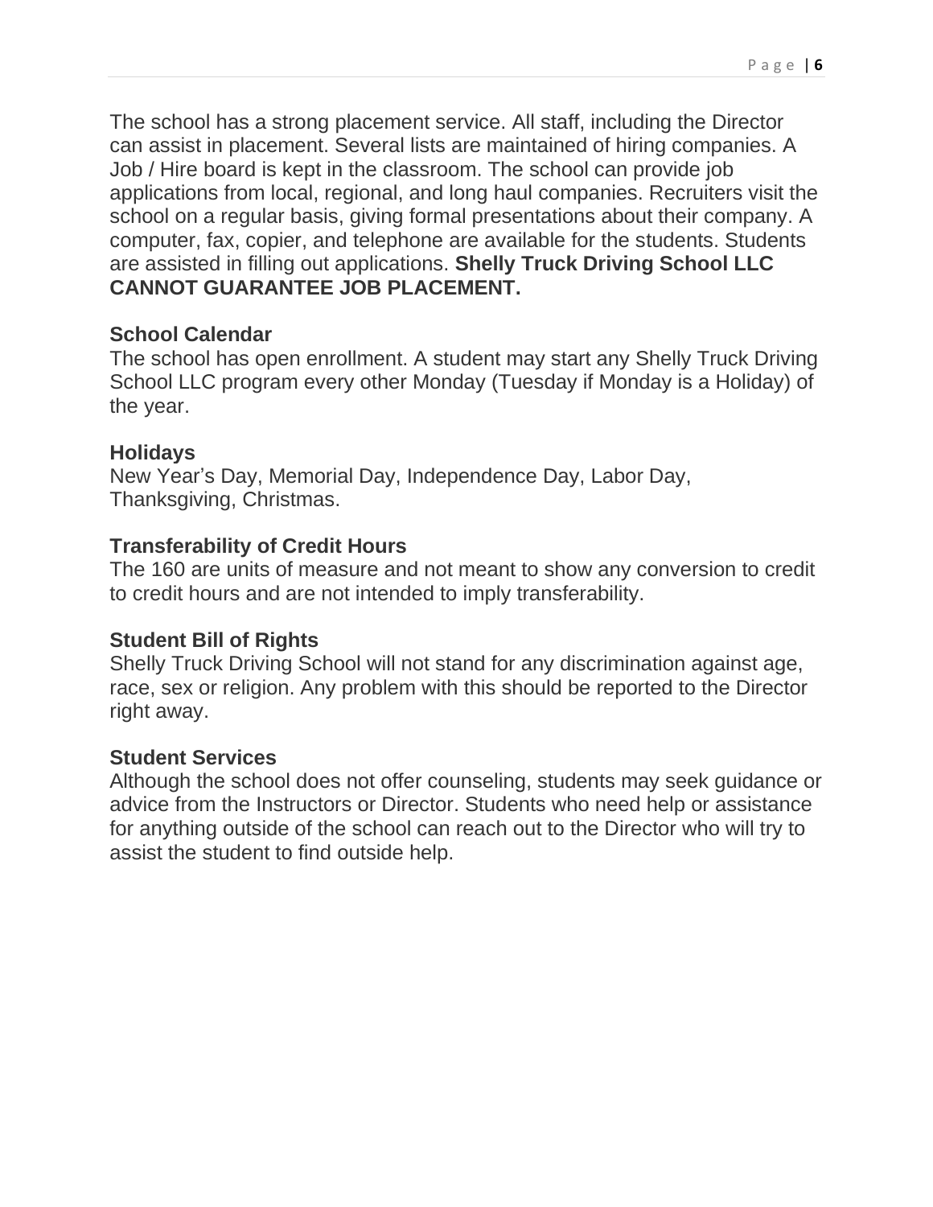The school has a strong placement service. All staff, including the Director can assist in placement. Several lists are maintained of hiring companies. A Job / Hire board is kept in the classroom. The school can provide job applications from local, regional, and long haul companies. Recruiters visit the school on a regular basis, giving formal presentations about their company. A computer, fax, copier, and telephone are available for the students. Students are assisted in filling out applications. **Shelly Truck Driving School LLC CANNOT GUARANTEE JOB PLACEMENT.**

### School Calendar

The school has open enrollment. A student may start any Shelly Truck Driving School LLC program every other Monday (Tuesday if Monday is a Holiday) of the year.

### Holidays

New Year's Day, Memorial Day, Independence Day, Labor Day, Thanksgiving, Christmas.

### Transferability of Credit Hours

The 160 are units of measure and not meant to show any conversion to credit to credit hours and are not intended to imply transferability.

### Student Bill of Rights

Shelly Truck Driving School will not stand for any discrimination against age, race, sex or religion. Any problem with this should be reported to the Director right away.

### Student Services

Although the school does not offer counseling, students may seek guidance or advice from the Instructors or Director. Students who need help or assistance for anything outside of the school can reach out to the Director who will try to assist the student to find outside help.